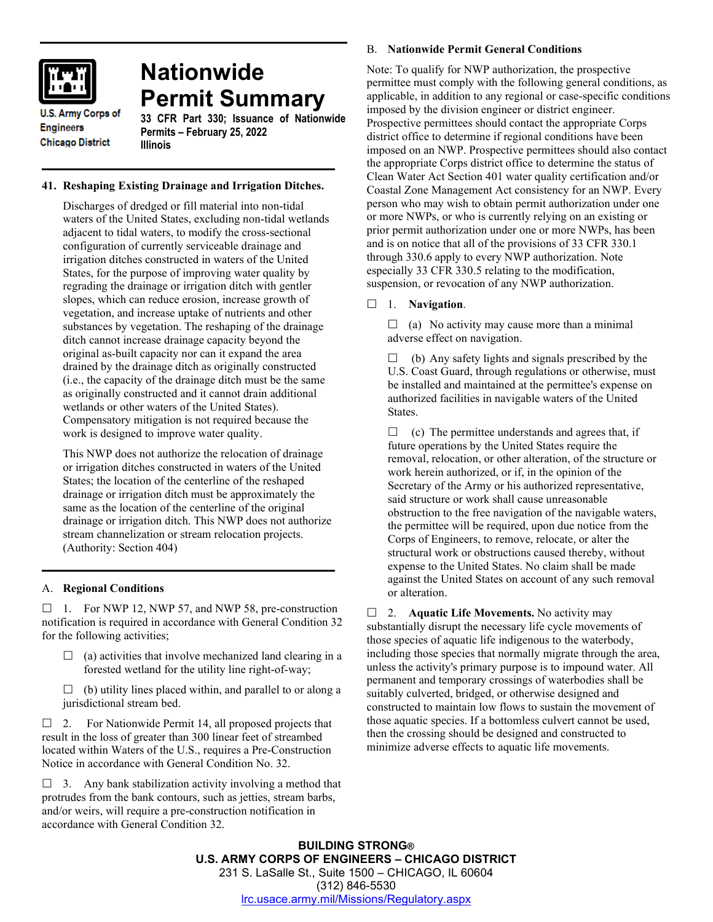# Nationwide Permit Summary

U.S. Army Corps of Engineers
Chicago District

**33 CFR Part 330; Issuance of Nationwide Permits – February 25, 2022**
**Illinois**

## 41. Reshaping Existing Drainage and Irrigation Ditches.

Discharges of dredged or fill material into non-tidal waters of the United States, excluding non-tidal wetlands adjacent to tidal waters, to modify the cross-sectional configuration of currently serviceable drainage and irrigation ditches constructed in waters of the United States, for the purpose of improving water quality by regrading the drainage or irrigation ditch with gentler slopes, which can reduce erosion, increase growth of vegetation, and increase uptake of nutrients and other substances by vegetation. The reshaping of the drainage ditch cannot increase drainage capacity beyond the original as-built capacity nor can it expand the area drained by the drainage ditch as originally constructed (i.e., the capacity of the drainage ditch must be the same as originally constructed and it cannot drain additional wetlands or other waters of the United States). Compensatory mitigation is not required because the work is designed to improve water quality.

This NWP does not authorize the relocation of drainage or irrigation ditches constructed in waters of the United States; the location of the centerline of the reshaped drainage or irrigation ditch must be approximately the same as the location of the centerline of the original drainage or irrigation ditch. This NWP does not authorize stream channelization or stream relocation projects. (Authority: Section 404)

## A. Regional Conditions

☐ 1. For NWP 12, NWP 57, and NWP 58, pre-construction notification is required in accordance with General Condition 32 for the following activities;

☐ (a) activities that involve mechanized land clearing in a forested wetland for the utility line right-of-way;

☐ (b) utility lines placed within, and parallel to or along a jurisdictional stream bed.

☐ 2. For Nationwide Permit 14, all proposed projects that result in the loss of greater than 300 linear feet of streambed located within Waters of the U.S., requires a Pre-Construction Notice in accordance with General Condition No. 32.

☐ 3. Any bank stabilization activity involving a method that protrudes from the bank contours, such as jetties, stream barbs, and/or weirs, will require a pre-construction notification in accordance with General Condition 32.

## B. Nationwide Permit General Conditions

Note: To qualify for NWP authorization, the prospective permittee must comply with the following general conditions, as applicable, in addition to any regional or case-specific conditions imposed by the division engineer or district engineer. Prospective permittees should contact the appropriate Corps district office to determine if regional conditions have been imposed on an NWP. Prospective permittees should also contact the appropriate Corps district office to determine the status of Clean Water Act Section 401 water quality certification and/or Coastal Zone Management Act consistency for an NWP. Every person who may wish to obtain permit authorization under one or more NWPs, or who is currently relying on an existing or prior permit authorization under one or more NWPs, has been and is on notice that all of the provisions of 33 CFR 330.1 through 330.6 apply to every NWP authorization. Note especially 33 CFR 330.5 relating to the modification, suspension, or revocation of any NWP authorization.

☐ 1. **Navigation**.

☐ (a) No activity may cause more than a minimal adverse effect on navigation.

☐ (b) Any safety lights and signals prescribed by the U.S. Coast Guard, through regulations or otherwise, must be installed and maintained at the permittee's expense on authorized facilities in navigable waters of the United States.

☐ (c) The permittee understands and agrees that, if future operations by the United States require the removal, relocation, or other alteration, of the structure or work herein authorized, or if, in the opinion of the Secretary of the Army or his authorized representative, said structure or work shall cause unreasonable obstruction to the free navigation of the navigable waters, the permittee will be required, upon due notice from the Corps of Engineers, to remove, relocate, or alter the structural work or obstructions caused thereby, without expense to the United States. No claim shall be made against the United States on account of any such removal or alteration.

☐ 2. **Aquatic Life Movements.** No activity may substantially disrupt the necessary life cycle movements of those species of aquatic life indigenous to the waterbody, including those species that normally migrate through the area, unless the activity's primary purpose is to impound water. All permanent and temporary crossings of waterbodies shall be suitably culverted, bridged, or otherwise designed and constructed to maintain low flows to sustain the movement of those aquatic species. If a bottomless culvert cannot be used, then the crossing should be designed and constructed to minimize adverse effects to aquatic life movements.

**BUILDING STRONG®**
**U.S. ARMY CORPS OF ENGINEERS – CHICAGO DISTRICT**
231 S. LaSalle St., Suite 1500 – CHICAGO, IL 60604
(312) 846-5530
lrc.usace.army.mil/Missions/Regulatory.aspx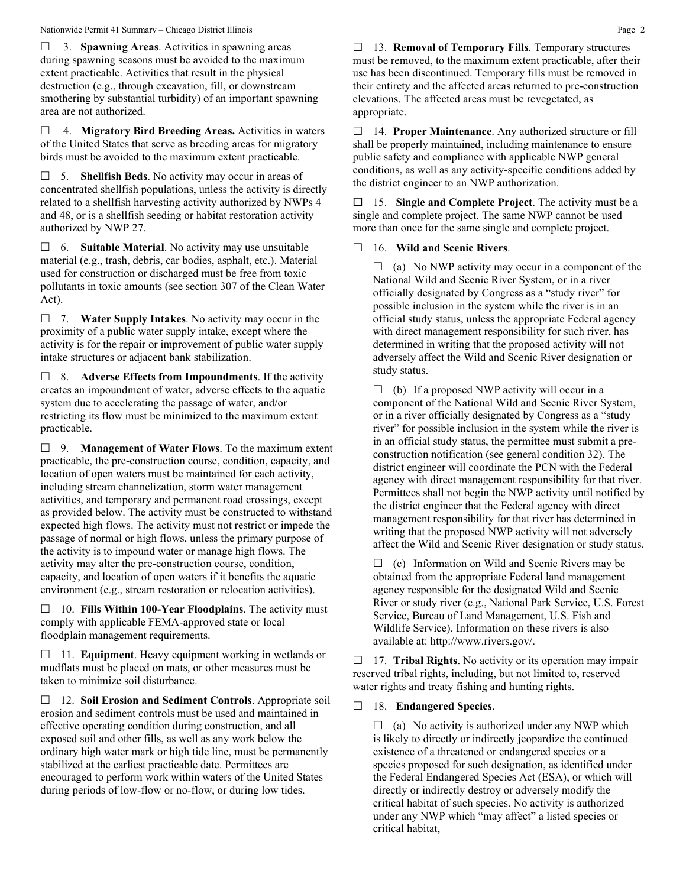☐ 3. **Spawning Areas**. Activities in spawning areas during spawning seasons must be avoided to the maximum extent practicable. Activities that result in the physical destruction (e.g., through excavation, fill, or downstream smothering by substantial turbidity) of an important spawning area are not authorized.

☐ 4. **Migratory Bird Breeding Areas.** Activities in waters of the United States that serve as breeding areas for migratory birds must be avoided to the maximum extent practicable.

☐ 5. **Shellfish Beds**. No activity may occur in areas of concentrated shellfish populations, unless the activity is directly related to a shellfish harvesting activity authorized by NWPs 4 and 48, or is a shellfish seeding or habitat restoration activity authorized by NWP 27.

☐ 6. **Suitable Material**. No activity may use unsuitable material (e.g., trash, debris, car bodies, asphalt, etc.). Material used for construction or discharged must be free from toxic pollutants in toxic amounts (see section 307 of the Clean Water Act).

☐ 7. **Water Supply Intakes**. No activity may occur in the proximity of a public water supply intake, except where the activity is for the repair or improvement of public water supply intake structures or adjacent bank stabilization.

☐ 8. **Adverse Effects from Impoundments**. If the activity creates an impoundment of water, adverse effects to the aquatic system due to accelerating the passage of water, and/or restricting its flow must be minimized to the maximum extent practicable.

☐ 9. **Management of Water Flows**. To the maximum extent practicable, the pre-construction course, condition, capacity, and location of open waters must be maintained for each activity, including stream channelization, storm water management activities, and temporary and permanent road crossings, except as provided below. The activity must be constructed to withstand expected high flows. The activity must not restrict or impede the passage of normal or high flows, unless the primary purpose of the activity is to impound water or manage high flows. The activity may alter the pre-construction course, condition, capacity, and location of open waters if it benefits the aquatic environment (e.g., stream restoration or relocation activities).

☐ 10. **Fills Within 100-Year Floodplains**. The activity must comply with applicable FEMA-approved state or local floodplain management requirements.

☐ 11. **Equipment**. Heavy equipment working in wetlands or mudflats must be placed on mats, or other measures must be taken to minimize soil disturbance.

☐ 12. **Soil Erosion and Sediment Controls**. Appropriate soil erosion and sediment controls must be used and maintained in effective operating condition during construction, and all exposed soil and other fills, as well as any work below the ordinary high water mark or high tide line, must be permanently stabilized at the earliest practicable date. Permittees are encouraged to perform work within waters of the United States during periods of low-flow or no-flow, or during low tides.

☐ 13. **Removal of Temporary Fills**. Temporary structures must be removed, to the maximum extent practicable, after their use has been discontinued. Temporary fills must be removed in their entirety and the affected areas returned to pre-construction elevations. The affected areas must be revegetated, as appropriate.

☐ 14. **Proper Maintenance**. Any authorized structure or fill shall be properly maintained, including maintenance to ensure public safety and compliance with applicable NWP general conditions, as well as any activity-specific conditions added by the district engineer to an NWP authorization.

☐ 15. **Single and Complete Project**. The activity must be a single and complete project. The same NWP cannot be used more than once for the same single and complete project.

☐ 16. **Wild and Scenic Rivers**.

☐ (a) No NWP activity may occur in a component of the National Wild and Scenic River System, or in a river officially designated by Congress as a "study river" for possible inclusion in the system while the river is in an official study status, unless the appropriate Federal agency with direct management responsibility for such river, has determined in writing that the proposed activity will not adversely affect the Wild and Scenic River designation or study status.

☐ (b) If a proposed NWP activity will occur in a component of the National Wild and Scenic River System, or in a river officially designated by Congress as a "study river" for possible inclusion in the system while the river is in an official study status, the permittee must submit a pre-construction notification (see general condition 32). The district engineer will coordinate the PCN with the Federal agency with direct management responsibility for that river. Permittees shall not begin the NWP activity until notified by the district engineer that the Federal agency with direct management responsibility for that river has determined in writing that the proposed NWP activity will not adversely affect the Wild and Scenic River designation or study status.

☐ (c) Information on Wild and Scenic Rivers may be obtained from the appropriate Federal land management agency responsible for the designated Wild and Scenic River or study river (e.g., National Park Service, U.S. Forest Service, Bureau of Land Management, U.S. Fish and Wildlife Service). Information on these rivers is also available at: http://www.rivers.gov/.

☐ 17. **Tribal Rights**. No activity or its operation may impair reserved tribal rights, including, but not limited to, reserved water rights and treaty fishing and hunting rights.

☐ 18. **Endangered Species**.

☐ (a) No activity is authorized under any NWP which is likely to directly or indirectly jeopardize the continued existence of a threatened or endangered species or a species proposed for such designation, as identified under the Federal Endangered Species Act (ESA), or which will directly or indirectly destroy or adversely modify the critical habitat of such species. No activity is authorized under any NWP which "may affect" a listed species or critical habitat,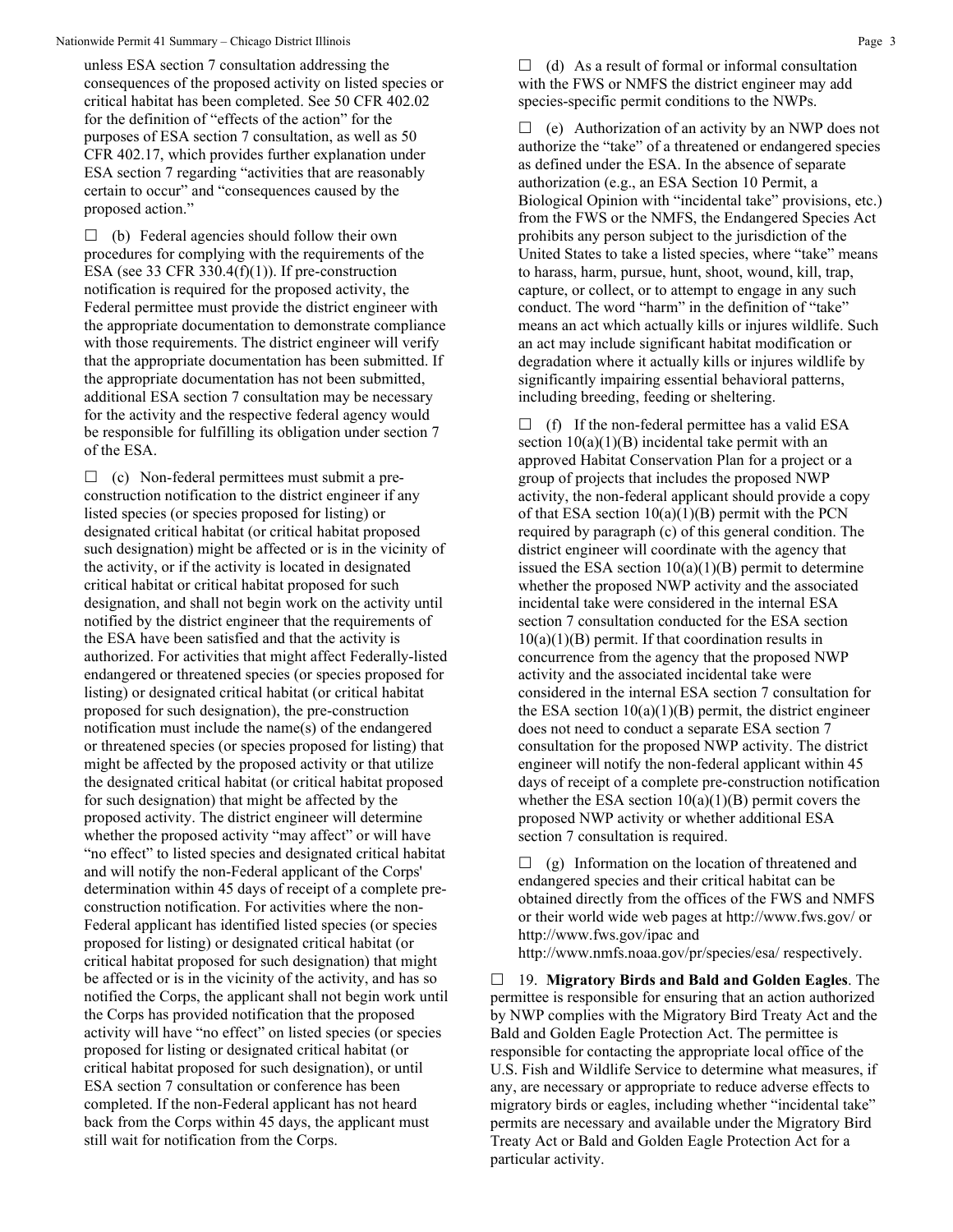unless ESA section 7 consultation addressing the consequences of the proposed activity on listed species or critical habitat has been completed. See 50 CFR 402.02 for the definition of "effects of the action" for the purposes of ESA section 7 consultation, as well as 50 CFR 402.17, which provides further explanation under ESA section 7 regarding "activities that are reasonably certain to occur" and "consequences caused by the proposed action."

☐ (b) Federal agencies should follow their own procedures for complying with the requirements of the ESA (see 33 CFR 330.4(f)(1)). If pre-construction notification is required for the proposed activity, the Federal permittee must provide the district engineer with the appropriate documentation to demonstrate compliance with those requirements. The district engineer will verify that the appropriate documentation has been submitted. If the appropriate documentation has not been submitted, additional ESA section 7 consultation may be necessary for the activity and the respective federal agency would be responsible for fulfilling its obligation under section 7 of the ESA.

☐ (c) Non-federal permittees must submit a pre-construction notification to the district engineer if any listed species (or species proposed for listing) or designated critical habitat (or critical habitat proposed such designation) might be affected or is in the vicinity of the activity, or if the activity is located in designated critical habitat or critical habitat proposed for such designation, and shall not begin work on the activity until notified by the district engineer that the requirements of the ESA have been satisfied and that the activity is authorized. For activities that might affect Federally-listed endangered or threatened species (or species proposed for listing) or designated critical habitat (or critical habitat proposed for such designation), the pre-construction notification must include the name(s) of the endangered or threatened species (or species proposed for listing) that might be affected by the proposed activity or that utilize the designated critical habitat (or critical habitat proposed for such designation) that might be affected by the proposed activity. The district engineer will determine whether the proposed activity "may affect" or will have "no effect" to listed species and designated critical habitat and will notify the non-Federal applicant of the Corps' determination within 45 days of receipt of a complete pre-construction notification. For activities where the non-Federal applicant has identified listed species (or species proposed for listing) or designated critical habitat (or critical habitat proposed for such designation) that might be affected or is in the vicinity of the activity, and has so notified the Corps, the applicant shall not begin work until the Corps has provided notification that the proposed activity will have "no effect" on listed species (or species proposed for listing or designated critical habitat (or critical habitat proposed for such designation), or until ESA section 7 consultation or conference has been completed. If the non-Federal applicant has not heard back from the Corps within 45 days, the applicant must still wait for notification from the Corps.

☐ (d) As a result of formal or informal consultation with the FWS or NMFS the district engineer may add species-specific permit conditions to the NWPs.

☐ (e) Authorization of an activity by an NWP does not authorize the "take" of a threatened or endangered species as defined under the ESA. In the absence of separate authorization (e.g., an ESA Section 10 Permit, a Biological Opinion with "incidental take" provisions, etc.) from the FWS or the NMFS, the Endangered Species Act prohibits any person subject to the jurisdiction of the United States to take a listed species, where "take" means to harass, harm, pursue, hunt, shoot, wound, kill, trap, capture, or collect, or to attempt to engage in any such conduct. The word "harm" in the definition of "take" means an act which actually kills or injures wildlife. Such an act may include significant habitat modification or degradation where it actually kills or injures wildlife by significantly impairing essential behavioral patterns, including breeding, feeding or sheltering.

☐ (f) If the non-federal permittee has a valid ESA section 10(a)(1)(B) incidental take permit with an approved Habitat Conservation Plan for a project or a group of projects that includes the proposed NWP activity, the non-federal applicant should provide a copy of that ESA section 10(a)(1)(B) permit with the PCN required by paragraph (c) of this general condition. The district engineer will coordinate with the agency that issued the ESA section 10(a)(1)(B) permit to determine whether the proposed NWP activity and the associated incidental take were considered in the internal ESA section 7 consultation conducted for the ESA section 10(a)(1)(B) permit. If that coordination results in concurrence from the agency that the proposed NWP activity and the associated incidental take were considered in the internal ESA section 7 consultation for the ESA section 10(a)(1)(B) permit, the district engineer does not need to conduct a separate ESA section 7 consultation for the proposed NWP activity. The district engineer will notify the non-federal applicant within 45 days of receipt of a complete pre-construction notification whether the ESA section 10(a)(1)(B) permit covers the proposed NWP activity or whether additional ESA section 7 consultation is required.

☐ (g) Information on the location of threatened and endangered species and their critical habitat can be obtained directly from the offices of the FWS and NMFS or their world wide web pages at http://www.fws.gov/ or http://www.fws.gov/ipac and http://www.nmfs.noaa.gov/pr/species/esa/ respectively.

☐ 19. **Migratory Birds and Bald and Golden Eagles**. The permittee is responsible for ensuring that an action authorized by NWP complies with the Migratory Bird Treaty Act and the Bald and Golden Eagle Protection Act. The permittee is responsible for contacting the appropriate local office of the U.S. Fish and Wildlife Service to determine what measures, if any, are necessary or appropriate to reduce adverse effects to migratory birds or eagles, including whether "incidental take" permits are necessary and available under the Migratory Bird Treaty Act or Bald and Golden Eagle Protection Act for a particular activity.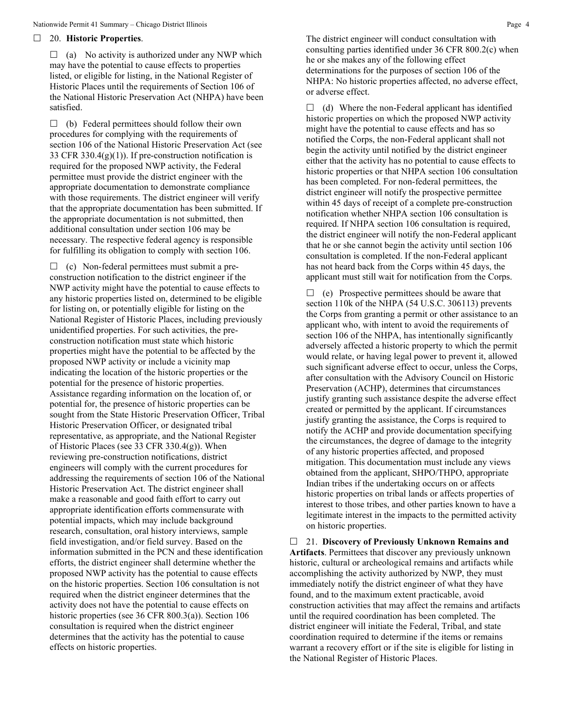☐ 20. **Historic Properties**.

☐ (a) No activity is authorized under any NWP which may have the potential to cause effects to properties listed, or eligible for listing, in the National Register of Historic Places until the requirements of Section 106 of the National Historic Preservation Act (NHPA) have been satisfied.

☐ (b) Federal permittees should follow their own procedures for complying with the requirements of section 106 of the National Historic Preservation Act (see 33 CFR 330.4(g)(1)). If pre-construction notification is required for the proposed NWP activity, the Federal permittee must provide the district engineer with the appropriate documentation to demonstrate compliance with those requirements. The district engineer will verify that the appropriate documentation has been submitted. If the appropriate documentation is not submitted, then additional consultation under section 106 may be necessary. The respective federal agency is responsible for fulfilling its obligation to comply with section 106.

☐ (c) Non-federal permittees must submit a pre-construction notification to the district engineer if the NWP activity might have the potential to cause effects to any historic properties listed on, determined to be eligible for listing on, or potentially eligible for listing on the National Register of Historic Places, including previously unidentified properties. For such activities, the pre-construction notification must state which historic properties might have the potential to be affected by the proposed NWP activity or include a vicinity map indicating the location of the historic properties or the potential for the presence of historic properties. Assistance regarding information on the location of, or potential for, the presence of historic properties can be sought from the State Historic Preservation Officer, Tribal Historic Preservation Officer, or designated tribal representative, as appropriate, and the National Register of Historic Places (see 33 CFR 330.4(g)). When reviewing pre-construction notifications, district engineers will comply with the current procedures for addressing the requirements of section 106 of the National Historic Preservation Act. The district engineer shall make a reasonable and good faith effort to carry out appropriate identification efforts commensurate with potential impacts, which may include background research, consultation, oral history interviews, sample field investigation, and/or field survey. Based on the information submitted in the PCN and these identification efforts, the district engineer shall determine whether the proposed NWP activity has the potential to cause effects on the historic properties. Section 106 consultation is not required when the district engineer determines that the activity does not have the potential to cause effects on historic properties (see 36 CFR 800.3(a)). Section 106 consultation is required when the district engineer determines that the activity has the potential to cause effects on historic properties. The district engineer will conduct consultation with consulting parties identified under 36 CFR 800.2(c) when he or she makes any of the following effect determinations for the purposes of section 106 of the NHPA: No historic properties affected, no adverse effect, or adverse effect.

☐ (d) Where the non-Federal applicant has identified historic properties on which the proposed NWP activity might have the potential to cause effects and has so notified the Corps, the non-Federal applicant shall not begin the activity until notified by the district engineer either that the activity has no potential to cause effects to historic properties or that NHPA section 106 consultation has been completed. For non-federal permittees, the district engineer will notify the prospective permittee within 45 days of receipt of a complete pre-construction notification whether NHPA section 106 consultation is required. If NHPA section 106 consultation is required, the district engineer will notify the non-Federal applicant that he or she cannot begin the activity until section 106 consultation is completed. If the non-Federal applicant has not heard back from the Corps within 45 days, the applicant must still wait for notification from the Corps.

☐ (e) Prospective permittees should be aware that section 110k of the NHPA (54 U.S.C. 306113) prevents the Corps from granting a permit or other assistance to an applicant who, with intent to avoid the requirements of section 106 of the NHPA, has intentionally significantly adversely affected a historic property to which the permit would relate, or having legal power to prevent it, allowed such significant adverse effect to occur, unless the Corps, after consultation with the Advisory Council on Historic Preservation (ACHP), determines that circumstances justify granting such assistance despite the adverse effect created or permitted by the applicant. If circumstances justify granting the assistance, the Corps is required to notify the ACHP and provide documentation specifying the circumstances, the degree of damage to the integrity of any historic properties affected, and proposed mitigation. This documentation must include any views obtained from the applicant, SHPO/THPO, appropriate Indian tribes if the undertaking occurs on or affects historic properties on tribal lands or affects properties of interest to those tribes, and other parties known to have a legitimate interest in the impacts to the permitted activity on historic properties.

☐ 21. **Discovery of Previously Unknown Remains and Artifacts**. Permittees that discover any previously unknown historic, cultural or archeological remains and artifacts while accomplishing the activity authorized by NWP, they must immediately notify the district engineer of what they have found, and to the maximum extent practicable, avoid construction activities that may affect the remains and artifacts until the required coordination has been completed. The district engineer will initiate the Federal, Tribal, and state coordination required to determine if the items or remains warrant a recovery effort or if the site is eligible for listing in the National Register of Historic Places.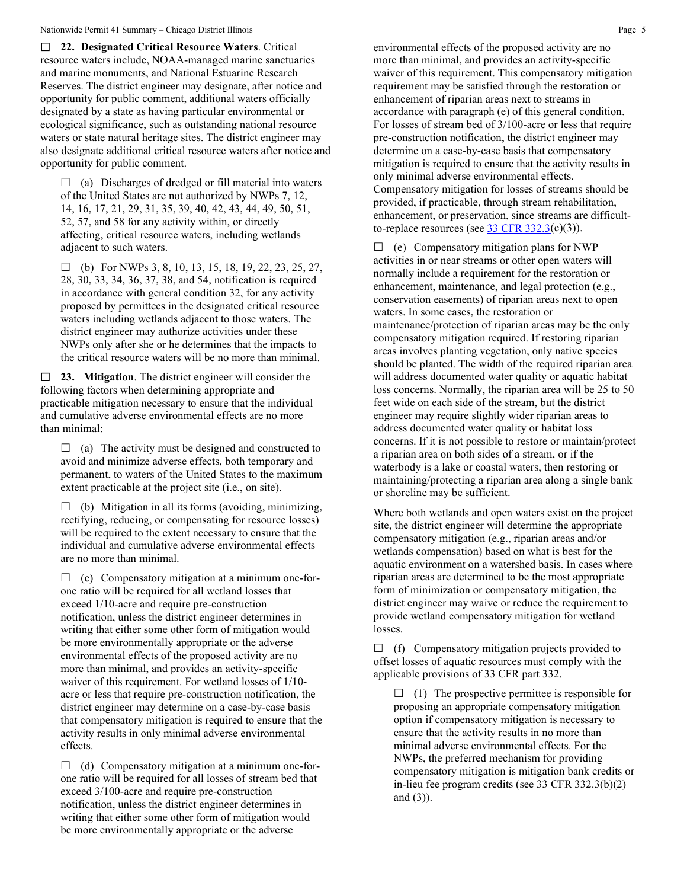☐ **22. Designated Critical Resource Waters**. Critical resource waters include, NOAA-managed marine sanctuaries and marine monuments, and National Estuarine Research Reserves. The district engineer may designate, after notice and opportunity for public comment, additional waters officially designated by a state as having particular environmental or ecological significance, such as outstanding national resource waters or state natural heritage sites. The district engineer may also designate additional critical resource waters after notice and opportunity for public comment.

☐ (a) Discharges of dredged or fill material into waters of the United States are not authorized by NWPs 7, 12, 14, 16, 17, 21, 29, 31, 35, 39, 40, 42, 43, 44, 49, 50, 51, 52, 57, and 58 for any activity within, or directly affecting, critical resource waters, including wetlands adjacent to such waters.

☐ (b) For NWPs 3, 8, 10, 13, 15, 18, 19, 22, 23, 25, 27, 28, 30, 33, 34, 36, 37, 38, and 54, notification is required in accordance with general condition 32, for any activity proposed by permittees in the designated critical resource waters including wetlands adjacent to those waters. The district engineer may authorize activities under these NWPs only after she or he determines that the impacts to the critical resource waters will be no more than minimal.

☐ **23. Mitigation**. The district engineer will consider the following factors when determining appropriate and practicable mitigation necessary to ensure that the individual and cumulative adverse environmental effects are no more than minimal:

☐ (a) The activity must be designed and constructed to avoid and minimize adverse effects, both temporary and permanent, to waters of the United States to the maximum extent practicable at the project site (i.e., on site).

☐ (b) Mitigation in all its forms (avoiding, minimizing, rectifying, reducing, or compensating for resource losses) will be required to the extent necessary to ensure that the individual and cumulative adverse environmental effects are no more than minimal.

☐ (c) Compensatory mitigation at a minimum one-for-one ratio will be required for all wetland losses that exceed 1/10-acre and require pre-construction notification, unless the district engineer determines in writing that either some other form of mitigation would be more environmentally appropriate or the adverse environmental effects of the proposed activity are no more than minimal, and provides an activity-specific waiver of this requirement. For wetland losses of 1/10-acre or less that require pre-construction notification, the district engineer may determine on a case-by-case basis that compensatory mitigation is required to ensure that the activity results in only minimal adverse environmental effects.

☐ (d) Compensatory mitigation at a minimum one-for-one ratio will be required for all losses of stream bed that exceed 3/100-acre and require pre-construction notification, unless the district engineer determines in writing that either some other form of mitigation would be more environmentally appropriate or the adverse environmental effects of the proposed activity are no more than minimal, and provides an activity-specific waiver of this requirement. This compensatory mitigation requirement may be satisfied through the restoration or enhancement of riparian areas next to streams in accordance with paragraph (e) of this general condition. For losses of stream bed of 3/100-acre or less that require pre-construction notification, the district engineer may determine on a case-by-case basis that compensatory mitigation is required to ensure that the activity results in only minimal adverse environmental effects. Compensatory mitigation for losses of streams should be provided, if practicable, through stream rehabilitation, enhancement, or preservation, since streams are difficult-to-replace resources (see 33 CFR 332.3(e)(3)).

☐ (e) Compensatory mitigation plans for NWP activities in or near streams or other open waters will normally include a requirement for the restoration or enhancement, maintenance, and legal protection (e.g., conservation easements) of riparian areas next to open waters. In some cases, the restoration or maintenance/protection of riparian areas may be the only compensatory mitigation required. If restoring riparian areas involves planting vegetation, only native species should be planted. The width of the required riparian area will address documented water quality or aquatic habitat loss concerns. Normally, the riparian area will be 25 to 50 feet wide on each side of the stream, but the district engineer may require slightly wider riparian areas to address documented water quality or habitat loss concerns. If it is not possible to restore or maintain/protect a riparian area on both sides of a stream, or if the waterbody is a lake or coastal waters, then restoring or maintaining/protecting a riparian area along a single bank or shoreline may be sufficient.

Where both wetlands and open waters exist on the project site, the district engineer will determine the appropriate compensatory mitigation (e.g., riparian areas and/or wetlands compensation) based on what is best for the aquatic environment on a watershed basis. In cases where riparian areas are determined to be the most appropriate form of minimization or compensatory mitigation, the district engineer may waive or reduce the requirement to provide wetland compensatory mitigation for wetland losses.

☐ (f) Compensatory mitigation projects provided to offset losses of aquatic resources must comply with the applicable provisions of 33 CFR part 332.

☐ (1) The prospective permittee is responsible for proposing an appropriate compensatory mitigation option if compensatory mitigation is necessary to ensure that the activity results in no more than minimal adverse environmental effects. For the NWPs, the preferred mechanism for providing compensatory mitigation is mitigation bank credits or in-lieu fee program credits (see 33 CFR 332.3(b)(2) and (3)).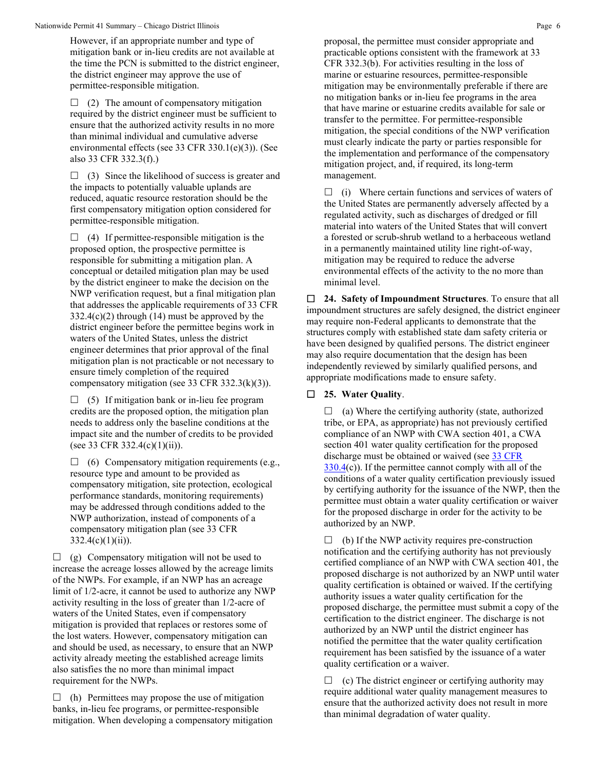However, if an appropriate number and type of mitigation bank or in-lieu credits are not available at the time the PCN is submitted to the district engineer, the district engineer may approve the use of permittee-responsible mitigation.

☐ (2) The amount of compensatory mitigation required by the district engineer must be sufficient to ensure that the authorized activity results in no more than minimal individual and cumulative adverse environmental effects (see 33 CFR 330.1(e)(3)). (See also 33 CFR 332.3(f).)

☐ (3) Since the likelihood of success is greater and the impacts to potentially valuable uplands are reduced, aquatic resource restoration should be the first compensatory mitigation option considered for permittee-responsible mitigation.

☐ (4) If permittee-responsible mitigation is the proposed option, the prospective permittee is responsible for submitting a mitigation plan. A conceptual or detailed mitigation plan may be used by the district engineer to make the decision on the NWP verification request, but a final mitigation plan that addresses the applicable requirements of 33 CFR 332.4(c)(2) through (14) must be approved by the district engineer before the permittee begins work in waters of the United States, unless the district engineer determines that prior approval of the final mitigation plan is not practicable or not necessary to ensure timely completion of the required compensatory mitigation (see 33 CFR 332.3(k)(3)).

☐ (5) If mitigation bank or in-lieu fee program credits are the proposed option, the mitigation plan needs to address only the baseline conditions at the impact site and the number of credits to be provided (see 33 CFR 332.4(c)(1)(ii)).

☐ (6) Compensatory mitigation requirements (e.g., resource type and amount to be provided as compensatory mitigation, site protection, ecological performance standards, monitoring requirements) may be addressed through conditions added to the NWP authorization, instead of components of a compensatory mitigation plan (see 33 CFR 332.4(c)(1)(ii)).

☐ (g) Compensatory mitigation will not be used to increase the acreage losses allowed by the acreage limits of the NWPs. For example, if an NWP has an acreage limit of 1/2-acre, it cannot be used to authorize any NWP activity resulting in the loss of greater than 1/2-acre of waters of the United States, even if compensatory mitigation is provided that replaces or restores some of the lost waters. However, compensatory mitigation can and should be used, as necessary, to ensure that an NWP activity already meeting the established acreage limits also satisfies the no more than minimal impact requirement for the NWPs.

☐ (h) Permittees may propose the use of mitigation banks, in-lieu fee programs, or permittee-responsible mitigation. When developing a compensatory mitigation proposal, the permittee must consider appropriate and practicable options consistent with the framework at 33 CFR 332.3(b). For activities resulting in the loss of marine or estuarine resources, permittee-responsible mitigation may be environmentally preferable if there are no mitigation banks or in-lieu fee programs in the area that have marine or estuarine credits available for sale or transfer to the permittee. For permittee-responsible mitigation, the special conditions of the NWP verification must clearly indicate the party or parties responsible for the implementation and performance of the compensatory mitigation project, and, if required, its long-term management.

☐ (i) Where certain functions and services of waters of the United States are permanently adversely affected by a regulated activity, such as discharges of dredged or fill material into waters of the United States that will convert a forested or scrub-shrub wetland to a herbaceous wetland in a permanently maintained utility line right-of-way, mitigation may be required to reduce the adverse environmental effects of the activity to the no more than minimal level.

☐ **24. Safety of Impoundment Structures**. To ensure that all impoundment structures are safely designed, the district engineer may require non-Federal applicants to demonstrate that the structures comply with established state dam safety criteria or have been designed by qualified persons. The district engineer may also require documentation that the design has been independently reviewed by similarly qualified persons, and appropriate modifications made to ensure safety.

☐ **25. Water Quality**.

☐ (a) Where the certifying authority (state, authorized tribe, or EPA, as appropriate) has not previously certified compliance of an NWP with CWA section 401, a CWA section 401 water quality certification for the proposed discharge must be obtained or waived (see 33 CFR 330.4(c)). If the permittee cannot comply with all of the conditions of a water quality certification previously issued by certifying authority for the issuance of the NWP, then the permittee must obtain a water quality certification or waiver for the proposed discharge in order for the activity to be authorized by an NWP.

☐ (b) If the NWP activity requires pre-construction notification and the certifying authority has not previously certified compliance of an NWP with CWA section 401, the proposed discharge is not authorized by an NWP until water quality certification is obtained or waived. If the certifying authority issues a water quality certification for the proposed discharge, the permittee must submit a copy of the certification to the district engineer. The discharge is not authorized by an NWP until the district engineer has notified the permittee that the water quality certification requirement has been satisfied by the issuance of a water quality certification or a waiver.

☐ (c) The district engineer or certifying authority may require additional water quality management measures to ensure that the authorized activity does not result in more than minimal degradation of water quality.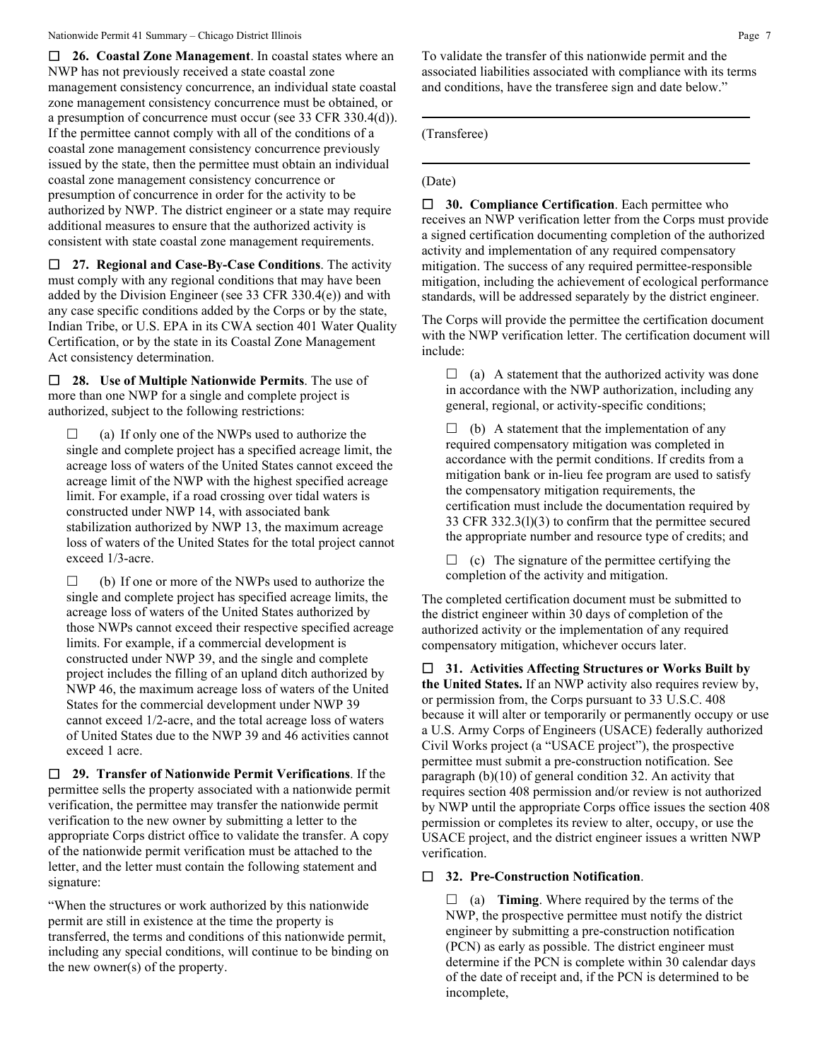☐ **26. Coastal Zone Management**. In coastal states where an NWP has not previously received a state coastal zone management consistency concurrence, an individual state coastal zone management consistency concurrence must be obtained, or a presumption of concurrence must occur (see 33 CFR 330.4(d)). If the permittee cannot comply with all of the conditions of a coastal zone management consistency concurrence previously issued by the state, then the permittee must obtain an individual coastal zone management consistency concurrence or presumption of concurrence in order for the activity to be authorized by NWP. The district engineer or a state may require additional measures to ensure that the authorized activity is consistent with state coastal zone management requirements.

☐ **27. Regional and Case-By-Case Conditions**. The activity must comply with any regional conditions that may have been added by the Division Engineer (see 33 CFR 330.4(e)) and with any case specific conditions added by the Corps or by the state, Indian Tribe, or U.S. EPA in its CWA section 401 Water Quality Certification, or by the state in its Coastal Zone Management Act consistency determination.

☐ **28. Use of Multiple Nationwide Permits**. The use of more than one NWP for a single and complete project is authorized, subject to the following restrictions:

☐ (a) If only one of the NWPs used to authorize the single and complete project has a specified acreage limit, the acreage loss of waters of the United States cannot exceed the acreage limit of the NWP with the highest specified acreage limit. For example, if a road crossing over tidal waters is constructed under NWP 14, with associated bank stabilization authorized by NWP 13, the maximum acreage loss of waters of the United States for the total project cannot exceed 1/3-acre.

☐ (b) If one or more of the NWPs used to authorize the single and complete project has specified acreage limits, the acreage loss of waters of the United States authorized by those NWPs cannot exceed their respective specified acreage limits. For example, if a commercial development is constructed under NWP 39, and the single and complete project includes the filling of an upland ditch authorized by NWP 46, the maximum acreage loss of waters of the United States for the commercial development under NWP 39 cannot exceed 1/2-acre, and the total acreage loss of waters of United States due to the NWP 39 and 46 activities cannot exceed 1 acre.

☐ **29. Transfer of Nationwide Permit Verifications**. If the permittee sells the property associated with a nationwide permit verification, the permittee may transfer the nationwide permit verification to the new owner by submitting a letter to the appropriate Corps district office to validate the transfer. A copy of the nationwide permit verification must be attached to the letter, and the letter must contain the following statement and signature:

"When the structures or work authorized by this nationwide permit are still in existence at the time the property is transferred, the terms and conditions of this nationwide permit, including any special conditions, will continue to be binding on the new owner(s) of the property. To validate the transfer of this nationwide permit and the associated liabilities associated with compliance with its terms and conditions, have the transferee sign and date below."

\_\_\_\_\_\_\_\_\_\_\_\_\_\_\_\_\_\_\_\_\_\_\_\_\_\_\_\_\_\_\_\_\_\_\_\_\_\_

(Transferee)

\_\_\_\_\_\_\_\_\_\_\_\_\_\_\_\_\_\_\_\_\_\_\_\_\_\_\_\_\_\_\_\_\_\_\_\_\_\_

(Date)

☐ **30. Compliance Certification**. Each permittee who receives an NWP verification letter from the Corps must provide a signed certification documenting completion of the authorized activity and implementation of any required compensatory mitigation. The success of any required permittee-responsible mitigation, including the achievement of ecological performance standards, will be addressed separately by the district engineer.

The Corps will provide the permittee the certification document with the NWP verification letter. The certification document will include:

☐ (a) A statement that the authorized activity was done in accordance with the NWP authorization, including any general, regional, or activity-specific conditions;

☐ (b) A statement that the implementation of any required compensatory mitigation was completed in accordance with the permit conditions. If credits from a mitigation bank or in-lieu fee program are used to satisfy the compensatory mitigation requirements, the certification must include the documentation required by 33 CFR 332.3(l)(3) to confirm that the permittee secured the appropriate number and resource type of credits; and

☐ (c) The signature of the permittee certifying the completion of the activity and mitigation.

The completed certification document must be submitted to the district engineer within 30 days of completion of the authorized activity or the implementation of any required compensatory mitigation, whichever occurs later.

☐ **31. Activities Affecting Structures or Works Built by the United States.** If an NWP activity also requires review by, or permission from, the Corps pursuant to 33 U.S.C. 408 because it will alter or temporarily or permanently occupy or use a U.S. Army Corps of Engineers (USACE) federally authorized Civil Works project (a "USACE project"), the prospective permittee must submit a pre-construction notification. See paragraph (b)(10) of general condition 32. An activity that requires section 408 permission and/or review is not authorized by NWP until the appropriate Corps office issues the section 408 permission or completes its review to alter, occupy, or use the USACE project, and the district engineer issues a written NWP verification.

☐ **32. Pre-Construction Notification**.

☐ (a) **Timing**. Where required by the terms of the NWP, the prospective permittee must notify the district engineer by submitting a pre-construction notification (PCN) as early as possible. The district engineer must determine if the PCN is complete within 30 calendar days of the date of receipt and, if the PCN is determined to be incomplete,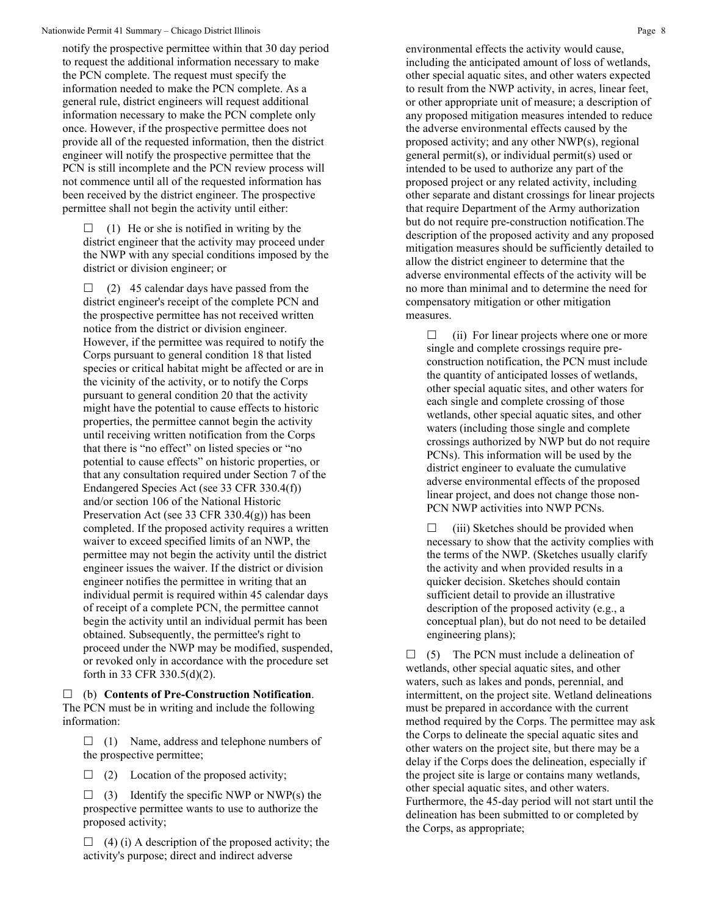notify the prospective permittee within that 30 day period to request the additional information necessary to make the PCN complete. The request must specify the information needed to make the PCN complete. As a general rule, district engineers will request additional information necessary to make the PCN complete only once. However, if the prospective permittee does not provide all of the requested information, then the district engineer will notify the prospective permittee that the PCN is still incomplete and the PCN review process will not commence until all of the requested information has been received by the district engineer. The prospective permittee shall not begin the activity until either:

☐ (1) He or she is notified in writing by the district engineer that the activity may proceed under the NWP with any special conditions imposed by the district or division engineer; or

☐ (2) 45 calendar days have passed from the district engineer's receipt of the complete PCN and the prospective permittee has not received written notice from the district or division engineer. However, if the permittee was required to notify the Corps pursuant to general condition 18 that listed species or critical habitat might be affected or are in the vicinity of the activity, or to notify the Corps pursuant to general condition 20 that the activity might have the potential to cause effects to historic properties, the permittee cannot begin the activity until receiving written notification from the Corps that there is "no effect" on listed species or "no potential to cause effects" on historic properties, or that any consultation required under Section 7 of the Endangered Species Act (see 33 CFR 330.4(f)) and/or section 106 of the National Historic Preservation Act (see 33 CFR 330.4(g)) has been completed. If the proposed activity requires a written waiver to exceed specified limits of an NWP, the permittee may not begin the activity until the district engineer issues the waiver. If the district or division engineer notifies the permittee in writing that an individual permit is required within 45 calendar days of receipt of a complete PCN, the permittee cannot begin the activity until an individual permit has been obtained. Subsequently, the permittee's right to proceed under the NWP may be modified, suspended, or revoked only in accordance with the procedure set forth in 33 CFR 330.5(d)(2).

☐ (b) **Contents of Pre-Construction Notification**. The PCN must be in writing and include the following information:

☐ (1) Name, address and telephone numbers of the prospective permittee;

☐ (2) Location of the proposed activity;

☐ (3) Identify the specific NWP or NWP(s) the prospective permittee wants to use to authorize the proposed activity;

☐ (4) (i) A description of the proposed activity; the activity's purpose; direct and indirect adverse environmental effects the activity would cause, including the anticipated amount of loss of wetlands, other special aquatic sites, and other waters expected to result from the NWP activity, in acres, linear feet, or other appropriate unit of measure; a description of any proposed mitigation measures intended to reduce the adverse environmental effects caused by the proposed activity; and any other NWP(s), regional general permit(s), or individual permit(s) used or intended to be used to authorize any part of the proposed project or any related activity, including other separate and distant crossings for linear projects that require Department of the Army authorization but do not require pre-construction notification.The description of the proposed activity and any proposed mitigation measures should be sufficiently detailed to allow the district engineer to determine that the adverse environmental effects of the activity will be no more than minimal and to determine the need for compensatory mitigation or other mitigation measures.

☐ (ii) For linear projects where one or more single and complete crossings require pre-construction notification, the PCN must include the quantity of anticipated losses of wetlands, other special aquatic sites, and other waters for each single and complete crossing of those wetlands, other special aquatic sites, and other waters (including those single and complete crossings authorized by NWP but do not require PCNs). This information will be used by the district engineer to evaluate the cumulative adverse environmental effects of the proposed linear project, and does not change those non-PCN NWP activities into NWP PCNs.

☐ (iii) Sketches should be provided when necessary to show that the activity complies with the terms of the NWP. (Sketches usually clarify the activity and when provided results in a quicker decision. Sketches should contain sufficient detail to provide an illustrative description of the proposed activity (e.g., a conceptual plan), but do not need to be detailed engineering plans);

☐ (5) The PCN must include a delineation of wetlands, other special aquatic sites, and other waters, such as lakes and ponds, perennial, and intermittent, on the project site. Wetland delineations must be prepared in accordance with the current method required by the Corps. The permittee may ask the Corps to delineate the special aquatic sites and other waters on the project site, but there may be a delay if the Corps does the delineation, especially if the project site is large or contains many wetlands, other special aquatic sites, and other waters. Furthermore, the 45-day period will not start until the delineation has been submitted to or completed by the Corps, as appropriate;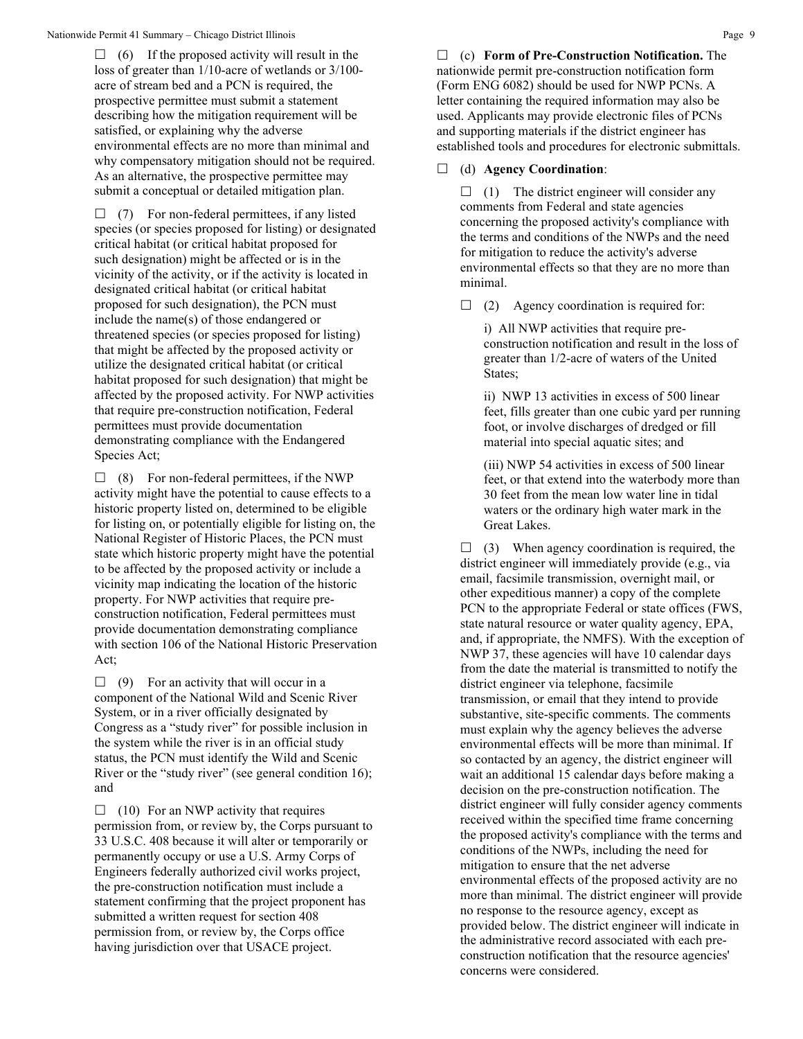☐ (6) If the proposed activity will result in the loss of greater than 1/10-acre of wetlands or 3/100-acre of stream bed and a PCN is required, the prospective permittee must submit a statement describing how the mitigation requirement will be satisfied, or explaining why the adverse environmental effects are no more than minimal and why compensatory mitigation should not be required. As an alternative, the prospective permittee may submit a conceptual or detailed mitigation plan.

☐ (7) For non-federal permittees, if any listed species (or species proposed for listing) or designated critical habitat (or critical habitat proposed for such designation) might be affected or is in the vicinity of the activity, or if the activity is located in designated critical habitat (or critical habitat proposed for such designation), the PCN must include the name(s) of those endangered or threatened species (or species proposed for listing) that might be affected by the proposed activity or utilize the designated critical habitat (or critical habitat proposed for such designation) that might be affected by the proposed activity. For NWP activities that require pre-construction notification, Federal permittees must provide documentation demonstrating compliance with the Endangered Species Act;

☐ (8) For non-federal permittees, if the NWP activity might have the potential to cause effects to a historic property listed on, determined to be eligible for listing on, or potentially eligible for listing on, the National Register of Historic Places, the PCN must state which historic property might have the potential to be affected by the proposed activity or include a vicinity map indicating the location of the historic property. For NWP activities that require pre-construction notification, Federal permittees must provide documentation demonstrating compliance with section 106 of the National Historic Preservation Act;

☐ (9) For an activity that will occur in a component of the National Wild and Scenic River System, or in a river officially designated by Congress as a "study river" for possible inclusion in the system while the river is in an official study status, the PCN must identify the Wild and Scenic River or the "study river" (see general condition 16); and

☐ (10) For an NWP activity that requires permission from, or review by, the Corps pursuant to 33 U.S.C. 408 because it will alter or temporarily or permanently occupy or use a U.S. Army Corps of Engineers federally authorized civil works project, the pre-construction notification must include a statement confirming that the project proponent has submitted a written request for section 408 permission from, or review by, the Corps office having jurisdiction over that USACE project.

☐ (c) **Form of Pre-Construction Notification.** The nationwide permit pre-construction notification form (Form ENG 6082) should be used for NWP PCNs. A letter containing the required information may also be used. Applicants may provide electronic files of PCNs and supporting materials if the district engineer has established tools and procedures for electronic submittals.

☐ (d) **Agency Coordination**:

☐ (1) The district engineer will consider any comments from Federal and state agencies concerning the proposed activity's compliance with the terms and conditions of the NWPs and the need for mitigation to reduce the activity's adverse environmental effects so that they are no more than minimal.

☐ (2) Agency coordination is required for:

i) All NWP activities that require pre-construction notification and result in the loss of greater than 1/2-acre of waters of the United States;

ii) NWP 13 activities in excess of 500 linear feet, fills greater than one cubic yard per running foot, or involve discharges of dredged or fill material into special aquatic sites; and

(iii) NWP 54 activities in excess of 500 linear feet, or that extend into the waterbody more than 30 feet from the mean low water line in tidal waters or the ordinary high water mark in the Great Lakes.

☐ (3) When agency coordination is required, the district engineer will immediately provide (e.g., via email, facsimile transmission, overnight mail, or other expeditious manner) a copy of the complete PCN to the appropriate Federal or state offices (FWS, state natural resource or water quality agency, EPA, and, if appropriate, the NMFS). With the exception of NWP 37, these agencies will have 10 calendar days from the date the material is transmitted to notify the district engineer via telephone, facsimile transmission, or email that they intend to provide substantive, site-specific comments. The comments must explain why the agency believes the adverse environmental effects will be more than minimal. If so contacted by an agency, the district engineer will wait an additional 15 calendar days before making a decision on the pre-construction notification. The district engineer will fully consider agency comments received within the specified time frame concerning the proposed activity's compliance with the terms and conditions of the NWPs, including the need for mitigation to ensure that the net adverse environmental effects of the proposed activity are no more than minimal. The district engineer will provide no response to the resource agency, except as provided below. The district engineer will indicate in the administrative record associated with each pre-construction notification that the resource agencies' concerns were considered.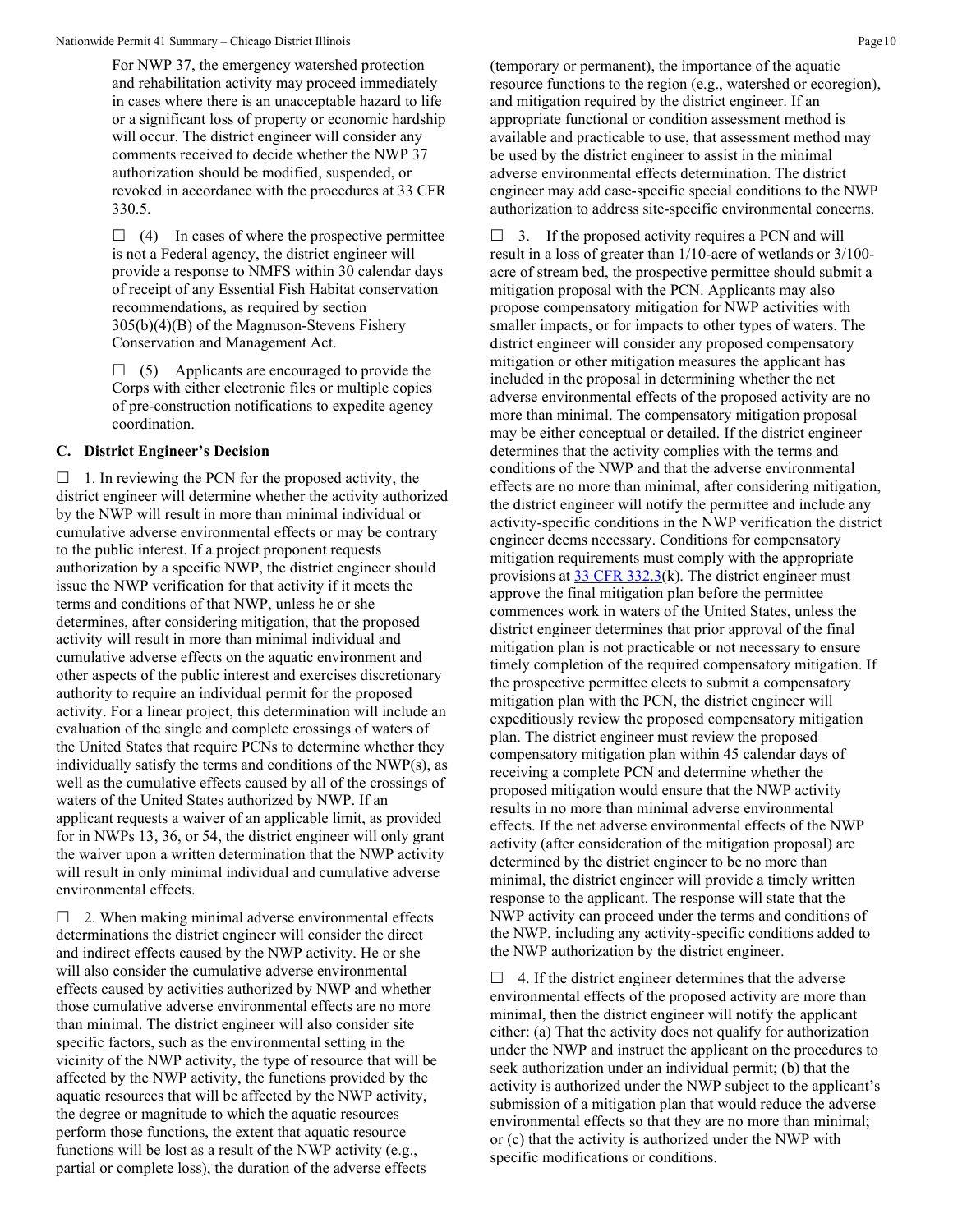For NWP 37, the emergency watershed protection and rehabilitation activity may proceed immediately in cases where there is an unacceptable hazard to life or a significant loss of property or economic hardship will occur. The district engineer will consider any comments received to decide whether the NWP 37 authorization should be modified, suspended, or revoked in accordance with the procedures at 33 CFR 330.5.

☐ (4) In cases of where the prospective permittee is not a Federal agency, the district engineer will provide a response to NMFS within 30 calendar days of receipt of any Essential Fish Habitat conservation recommendations, as required by section 305(b)(4)(B) of the Magnuson-Stevens Fishery Conservation and Management Act.

☐ (5) Applicants are encouraged to provide the Corps with either electronic files or multiple copies of pre-construction notifications to expedite agency coordination.

### C. District Engineer's Decision

☐ 1. In reviewing the PCN for the proposed activity, the district engineer will determine whether the activity authorized by the NWP will result in more than minimal individual or cumulative adverse environmental effects or may be contrary to the public interest. If a project proponent requests authorization by a specific NWP, the district engineer should issue the NWP verification for that activity if it meets the terms and conditions of that NWP, unless he or she determines, after considering mitigation, that the proposed activity will result in more than minimal individual and cumulative adverse effects on the aquatic environment and other aspects of the public interest and exercises discretionary authority to require an individual permit for the proposed activity. For a linear project, this determination will include an evaluation of the single and complete crossings of waters of the United States that require PCNs to determine whether they individually satisfy the terms and conditions of the NWP(s), as well as the cumulative effects caused by all of the crossings of waters of the United States authorized by NWP. If an applicant requests a waiver of an applicable limit, as provided for in NWPs 13, 36, or 54, the district engineer will only grant the waiver upon a written determination that the NWP activity will result in only minimal individual and cumulative adverse environmental effects.

☐ 2. When making minimal adverse environmental effects determinations the district engineer will consider the direct and indirect effects caused by the NWP activity. He or she will also consider the cumulative adverse environmental effects caused by activities authorized by NWP and whether those cumulative adverse environmental effects are no more than minimal. The district engineer will also consider site specific factors, such as the environmental setting in the vicinity of the NWP activity, the type of resource that will be affected by the NWP activity, the functions provided by the aquatic resources that will be affected by the NWP activity, the degree or magnitude to which the aquatic resources perform those functions, the extent that aquatic resource functions will be lost as a result of the NWP activity (e.g., partial or complete loss), the duration of the adverse effects (temporary or permanent), the importance of the aquatic resource functions to the region (e.g., watershed or ecoregion), and mitigation required by the district engineer. If an appropriate functional or condition assessment method is available and practicable to use, that assessment method may be used by the district engineer to assist in the minimal adverse environmental effects determination. The district engineer may add case-specific special conditions to the NWP authorization to address site-specific environmental concerns.

☐ 3. If the proposed activity requires a PCN and will result in a loss of greater than 1/10-acre of wetlands or 3/100-acre of stream bed, the prospective permittee should submit a mitigation proposal with the PCN. Applicants may also propose compensatory mitigation for NWP activities with smaller impacts, or for impacts to other types of waters. The district engineer will consider any proposed compensatory mitigation or other mitigation measures the applicant has included in the proposal in determining whether the net adverse environmental effects of the proposed activity are no more than minimal. The compensatory mitigation proposal may be either conceptual or detailed. If the district engineer determines that the activity complies with the terms and conditions of the NWP and that the adverse environmental effects are no more than minimal, after considering mitigation, the district engineer will notify the permittee and include any activity-specific conditions in the NWP verification the district engineer deems necessary. Conditions for compensatory mitigation requirements must comply with the appropriate provisions at 33 CFR 332.3(k). The district engineer must approve the final mitigation plan before the permittee commences work in waters of the United States, unless the district engineer determines that prior approval of the final mitigation plan is not practicable or not necessary to ensure timely completion of the required compensatory mitigation. If the prospective permittee elects to submit a compensatory mitigation plan with the PCN, the district engineer will expeditiously review the proposed compensatory mitigation plan. The district engineer must review the proposed compensatory mitigation plan within 45 calendar days of receiving a complete PCN and determine whether the proposed mitigation would ensure that the NWP activity results in no more than minimal adverse environmental effects. If the net adverse environmental effects of the NWP activity (after consideration of the mitigation proposal) are determined by the district engineer to be no more than minimal, the district engineer will provide a timely written response to the applicant. The response will state that the NWP activity can proceed under the terms and conditions of the NWP, including any activity-specific conditions added to the NWP authorization by the district engineer.

☐ 4. If the district engineer determines that the adverse environmental effects of the proposed activity are more than minimal, then the district engineer will notify the applicant either: (a) That the activity does not qualify for authorization under the NWP and instruct the applicant on the procedures to seek authorization under an individual permit; (b) that the activity is authorized under the NWP subject to the applicant's submission of a mitigation plan that would reduce the adverse environmental effects so that they are no more than minimal; or (c) that the activity is authorized under the NWP with specific modifications or conditions.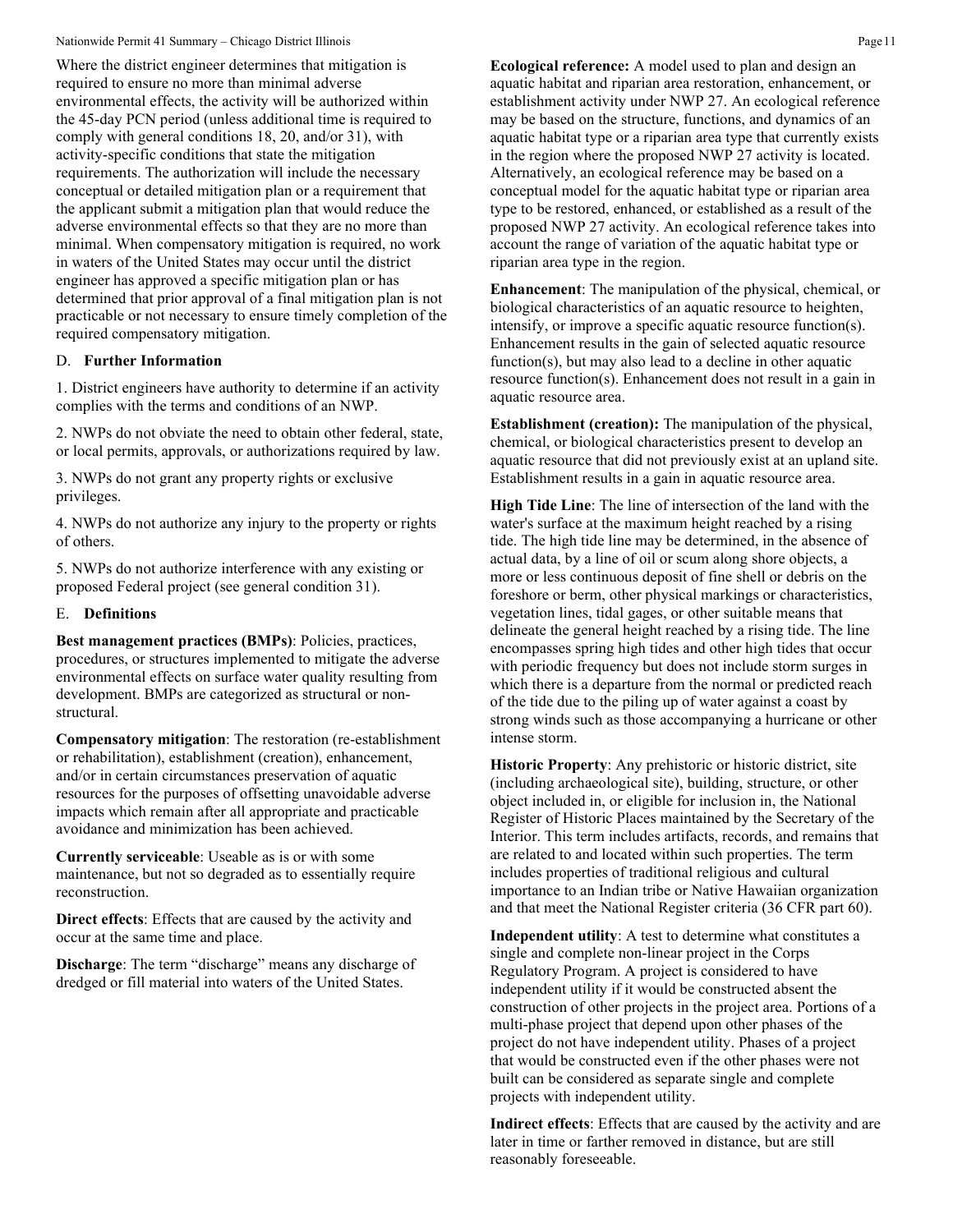Where the district engineer determines that mitigation is required to ensure no more than minimal adverse environmental effects, the activity will be authorized within the 45-day PCN period (unless additional time is required to comply with general conditions 18, 20, and/or 31), with activity-specific conditions that state the mitigation requirements. The authorization will include the necessary conceptual or detailed mitigation plan or a requirement that the applicant submit a mitigation plan that would reduce the adverse environmental effects so that they are no more than minimal. When compensatory mitigation is required, no work in waters of the United States may occur until the district engineer has approved a specific mitigation plan or has determined that prior approval of a final mitigation plan is not practicable or not necessary to ensure timely completion of the required compensatory mitigation.

## D. Further Information

1. District engineers have authority to determine if an activity complies with the terms and conditions of an NWP.

2. NWPs do not obviate the need to obtain other federal, state, or local permits, approvals, or authorizations required by law.

3. NWPs do not grant any property rights or exclusive privileges.

4. NWPs do not authorize any injury to the property or rights of others.

5. NWPs do not authorize interference with any existing or proposed Federal project (see general condition 31).

## E. Definitions

**Best management practices (BMPs)**: Policies, practices, procedures, or structures implemented to mitigate the adverse environmental effects on surface water quality resulting from development. BMPs are categorized as structural or non-structural.

**Compensatory mitigation**: The restoration (re-establishment or rehabilitation), establishment (creation), enhancement, and/or in certain circumstances preservation of aquatic resources for the purposes of offsetting unavoidable adverse impacts which remain after all appropriate and practicable avoidance and minimization has been achieved.

**Currently serviceable**: Useable as is or with some maintenance, but not so degraded as to essentially require reconstruction.

**Direct effects**: Effects that are caused by the activity and occur at the same time and place.

**Discharge**: The term "discharge" means any discharge of dredged or fill material into waters of the United States.

**Ecological reference:** A model used to plan and design an aquatic habitat and riparian area restoration, enhancement, or establishment activity under NWP 27. An ecological reference may be based on the structure, functions, and dynamics of an aquatic habitat type or a riparian area type that currently exists in the region where the proposed NWP 27 activity is located. Alternatively, an ecological reference may be based on a conceptual model for the aquatic habitat type or riparian area type to be restored, enhanced, or established as a result of the proposed NWP 27 activity. An ecological reference takes into account the range of variation of the aquatic habitat type or riparian area type in the region.

**Enhancement**: The manipulation of the physical, chemical, or biological characteristics of an aquatic resource to heighten, intensify, or improve a specific aquatic resource function(s). Enhancement results in the gain of selected aquatic resource function(s), but may also lead to a decline in other aquatic resource function(s). Enhancement does not result in a gain in aquatic resource area.

**Establishment (creation):** The manipulation of the physical, chemical, or biological characteristics present to develop an aquatic resource that did not previously exist at an upland site. Establishment results in a gain in aquatic resource area.

**High Tide Line**: The line of intersection of the land with the water's surface at the maximum height reached by a rising tide. The high tide line may be determined, in the absence of actual data, by a line of oil or scum along shore objects, a more or less continuous deposit of fine shell or debris on the foreshore or berm, other physical markings or characteristics, vegetation lines, tidal gages, or other suitable means that delineate the general height reached by a rising tide. The line encompasses spring high tides and other high tides that occur with periodic frequency but does not include storm surges in which there is a departure from the normal or predicted reach of the tide due to the piling up of water against a coast by strong winds such as those accompanying a hurricane or other intense storm.

**Historic Property**: Any prehistoric or historic district, site (including archaeological site), building, structure, or other object included in, or eligible for inclusion in, the National Register of Historic Places maintained by the Secretary of the Interior. This term includes artifacts, records, and remains that are related to and located within such properties. The term includes properties of traditional religious and cultural importance to an Indian tribe or Native Hawaiian organization and that meet the National Register criteria (36 CFR part 60).

**Independent utility**: A test to determine what constitutes a single and complete non-linear project in the Corps Regulatory Program. A project is considered to have independent utility if it would be constructed absent the construction of other projects in the project area. Portions of a multi-phase project that depend upon other phases of the project do not have independent utility. Phases of a project that would be constructed even if the other phases were not built can be considered as separate single and complete projects with independent utility.

**Indirect effects**: Effects that are caused by the activity and are later in time or farther removed in distance, but are still reasonably foreseeable.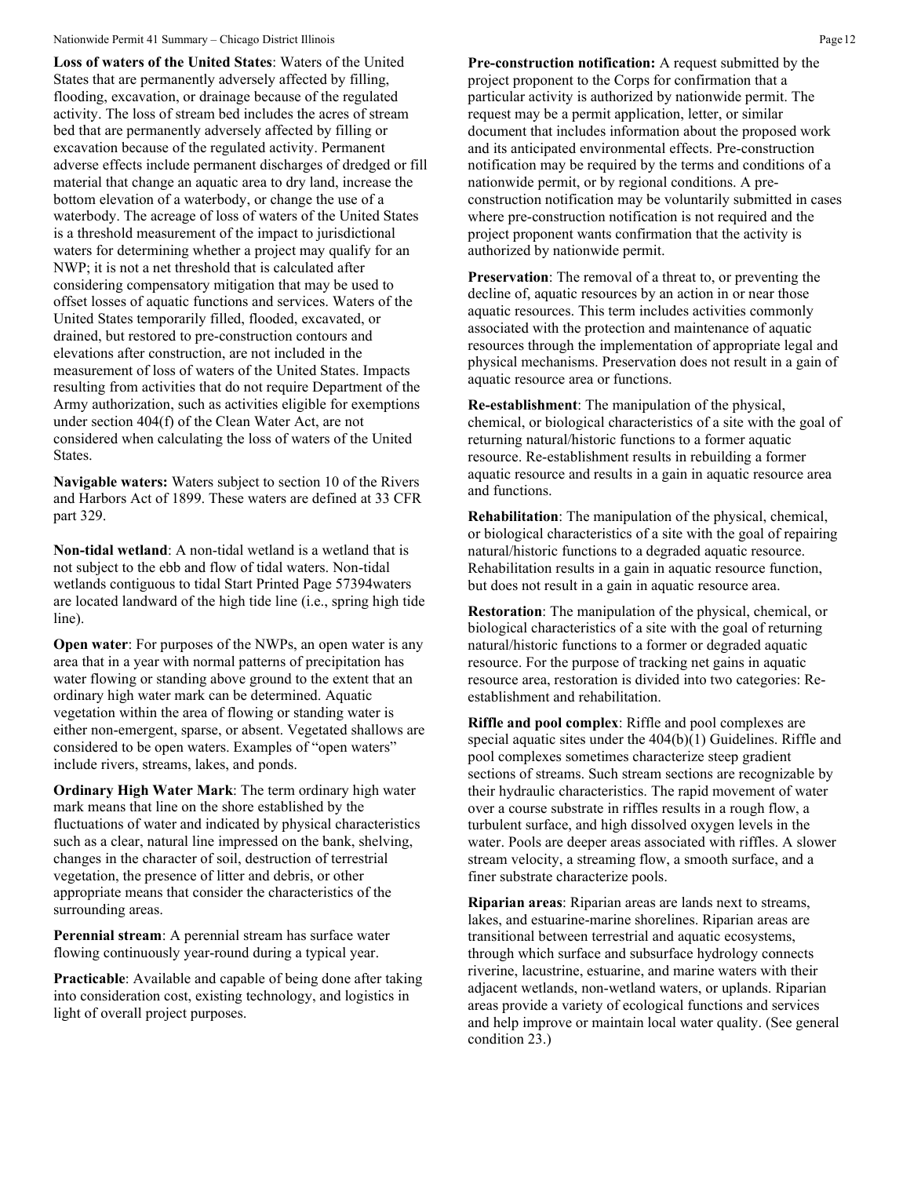**Loss of waters of the United States**: Waters of the United States that are permanently adversely affected by filling, flooding, excavation, or drainage because of the regulated activity. The loss of stream bed includes the acres of stream bed that are permanently adversely affected by filling or excavation because of the regulated activity. Permanent adverse effects include permanent discharges of dredged or fill material that change an aquatic area to dry land, increase the bottom elevation of a waterbody, or change the use of a waterbody. The acreage of loss of waters of the United States is a threshold measurement of the impact to jurisdictional waters for determining whether a project may qualify for an NWP; it is not a net threshold that is calculated after considering compensatory mitigation that may be used to offset losses of aquatic functions and services. Waters of the United States temporarily filled, flooded, excavated, or drained, but restored to pre-construction contours and elevations after construction, are not included in the measurement of loss of waters of the United States. Impacts resulting from activities that do not require Department of the Army authorization, such as activities eligible for exemptions under section 404(f) of the Clean Water Act, are not considered when calculating the loss of waters of the United States.

**Navigable waters:** Waters subject to section 10 of the Rivers and Harbors Act of 1899. These waters are defined at 33 CFR part 329.

**Non-tidal wetland**: A non-tidal wetland is a wetland that is not subject to the ebb and flow of tidal waters. Non-tidal wetlands contiguous to tidal Start Printed Page 57394waters are located landward of the high tide line (i.e., spring high tide line).

**Open water**: For purposes of the NWPs, an open water is any area that in a year with normal patterns of precipitation has water flowing or standing above ground to the extent that an ordinary high water mark can be determined. Aquatic vegetation within the area of flowing or standing water is either non-emergent, sparse, or absent. Vegetated shallows are considered to be open waters. Examples of "open waters" include rivers, streams, lakes, and ponds.

**Ordinary High Water Mark**: The term ordinary high water mark means that line on the shore established by the fluctuations of water and indicated by physical characteristics such as a clear, natural line impressed on the bank, shelving, changes in the character of soil, destruction of terrestrial vegetation, the presence of litter and debris, or other appropriate means that consider the characteristics of the surrounding areas.

**Perennial stream**: A perennial stream has surface water flowing continuously year-round during a typical year.

**Practicable**: Available and capable of being done after taking into consideration cost, existing technology, and logistics in light of overall project purposes.

**Pre-construction notification:** A request submitted by the project proponent to the Corps for confirmation that a particular activity is authorized by nationwide permit. The request may be a permit application, letter, or similar document that includes information about the proposed work and its anticipated environmental effects. Pre-construction notification may be required by the terms and conditions of a nationwide permit, or by regional conditions. A pre-construction notification may be voluntarily submitted in cases where pre-construction notification is not required and the project proponent wants confirmation that the activity is authorized by nationwide permit.

**Preservation**: The removal of a threat to, or preventing the decline of, aquatic resources by an action in or near those aquatic resources. This term includes activities commonly associated with the protection and maintenance of aquatic resources through the implementation of appropriate legal and physical mechanisms. Preservation does not result in a gain of aquatic resource area or functions.

**Re-establishment**: The manipulation of the physical, chemical, or biological characteristics of a site with the goal of returning natural/historic functions to a former aquatic resource. Re-establishment results in rebuilding a former aquatic resource and results in a gain in aquatic resource area and functions.

**Rehabilitation**: The manipulation of the physical, chemical, or biological characteristics of a site with the goal of repairing natural/historic functions to a degraded aquatic resource. Rehabilitation results in a gain in aquatic resource function, but does not result in a gain in aquatic resource area.

**Restoration**: The manipulation of the physical, chemical, or biological characteristics of a site with the goal of returning natural/historic functions to a former or degraded aquatic resource. For the purpose of tracking net gains in aquatic resource area, restoration is divided into two categories: Re-establishment and rehabilitation.

**Riffle and pool complex**: Riffle and pool complexes are special aquatic sites under the 404(b)(1) Guidelines. Riffle and pool complexes sometimes characterize steep gradient sections of streams. Such stream sections are recognizable by their hydraulic characteristics. The rapid movement of water over a course substrate in riffles results in a rough flow, a turbulent surface, and high dissolved oxygen levels in the water. Pools are deeper areas associated with riffles. A slower stream velocity, a streaming flow, a smooth surface, and a finer substrate characterize pools.

**Riparian areas**: Riparian areas are lands next to streams, lakes, and estuarine-marine shorelines. Riparian areas are transitional between terrestrial and aquatic ecosystems, through which surface and subsurface hydrology connects riverine, lacustrine, estuarine, and marine waters with their adjacent wetlands, non-wetland waters, or uplands. Riparian areas provide a variety of ecological functions and services and help improve or maintain local water quality. (See general condition 23.)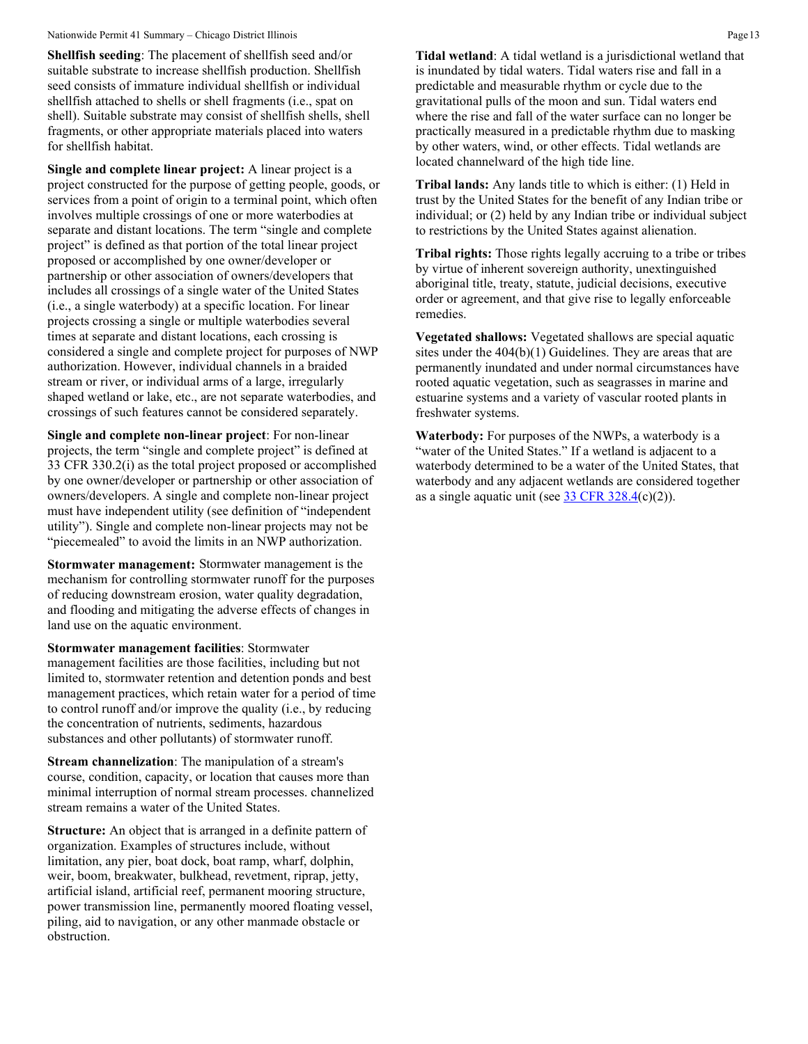**Shellfish seeding**: The placement of shellfish seed and/or suitable substrate to increase shellfish production. Shellfish seed consists of immature individual shellfish or individual shellfish attached to shells or shell fragments (i.e., spat on shell). Suitable substrate may consist of shellfish shells, shell fragments, or other appropriate materials placed into waters for shellfish habitat.

**Single and complete linear project:** A linear project is a project constructed for the purpose of getting people, goods, or services from a point of origin to a terminal point, which often involves multiple crossings of one or more waterbodies at separate and distant locations. The term "single and complete project" is defined as that portion of the total linear project proposed or accomplished by one owner/developer or partnership or other association of owners/developers that includes all crossings of a single water of the United States (i.e., a single waterbody) at a specific location. For linear projects crossing a single or multiple waterbodies several times at separate and distant locations, each crossing is considered a single and complete project for purposes of NWP authorization. However, individual channels in a braided stream or river, or individual arms of a large, irregularly shaped wetland or lake, etc., are not separate waterbodies, and crossings of such features cannot be considered separately.

**Single and complete non-linear project**: For non-linear projects, the term "single and complete project" is defined at 33 CFR 330.2(i) as the total project proposed or accomplished by one owner/developer or partnership or other association of owners/developers. A single and complete non-linear project must have independent utility (see definition of "independent utility"). Single and complete non-linear projects may not be "piecemealed" to avoid the limits in an NWP authorization.

**Stormwater management:** Stormwater management is the mechanism for controlling stormwater runoff for the purposes of reducing downstream erosion, water quality degradation, and flooding and mitigating the adverse effects of changes in land use on the aquatic environment.

**Stormwater management facilities**: Stormwater management facilities are those facilities, including but not limited to, stormwater retention and detention ponds and best management practices, which retain water for a period of time to control runoff and/or improve the quality (i.e., by reducing the concentration of nutrients, sediments, hazardous substances and other pollutants) of stormwater runoff.

**Stream channelization**: The manipulation of a stream's course, condition, capacity, or location that causes more than minimal interruption of normal stream processes. channelized stream remains a water of the United States.

**Structure:** An object that is arranged in a definite pattern of organization. Examples of structures include, without limitation, any pier, boat dock, boat ramp, wharf, dolphin, weir, boom, breakwater, bulkhead, revetment, riprap, jetty, artificial island, artificial reef, permanent mooring structure, power transmission line, permanently moored floating vessel, piling, aid to navigation, or any other manmade obstacle or obstruction.

**Tidal wetland**: A tidal wetland is a jurisdictional wetland that is inundated by tidal waters. Tidal waters rise and fall in a predictable and measurable rhythm or cycle due to the gravitational pulls of the moon and sun. Tidal waters end where the rise and fall of the water surface can no longer be practically measured in a predictable rhythm due to masking by other waters, wind, or other effects. Tidal wetlands are located channelward of the high tide line.

**Tribal lands:** Any lands title to which is either: (1) Held in trust by the United States for the benefit of any Indian tribe or individual; or (2) held by any Indian tribe or individual subject to restrictions by the United States against alienation.

**Tribal rights:** Those rights legally accruing to a tribe or tribes by virtue of inherent sovereign authority, unextinguished aboriginal title, treaty, statute, judicial decisions, executive order or agreement, and that give rise to legally enforceable remedies.

**Vegetated shallows:** Vegetated shallows are special aquatic sites under the 404(b)(1) Guidelines. They are areas that are permanently inundated and under normal circumstances have rooted aquatic vegetation, such as seagrasses in marine and estuarine systems and a variety of vascular rooted plants in freshwater systems.

**Waterbody:** For purposes of the NWPs, a waterbody is a "water of the United States." If a wetland is adjacent to a waterbody determined to be a water of the United States, that waterbody and any adjacent wetlands are considered together as a single aquatic unit (see 33 CFR 328.4(c)(2)).